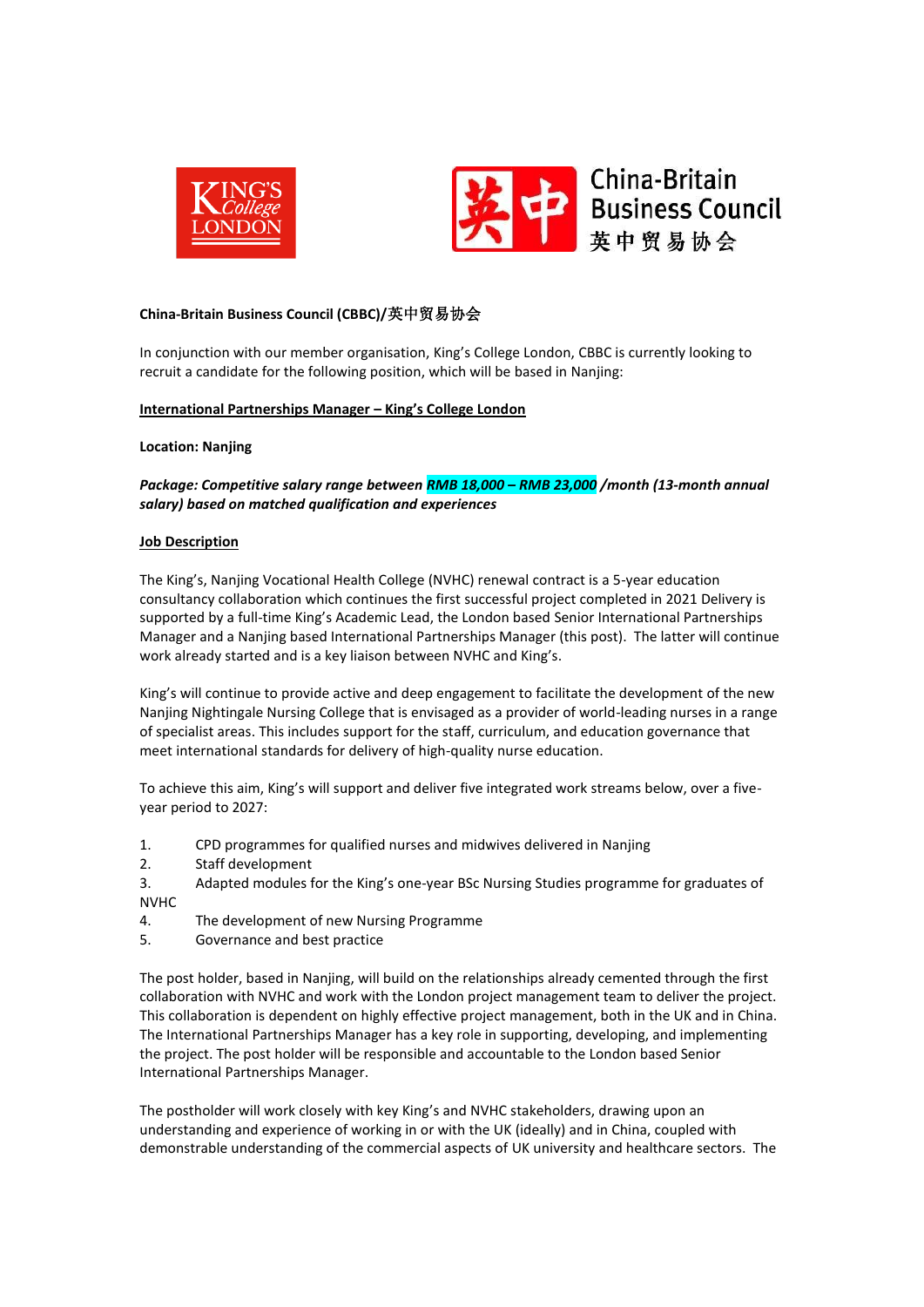**China-Britain Business Council (CBBC)/英中贸易协会**

In conjunction with our member organisation, King's College London, CBBC is currently looking to recruit a candidate for the following position, which will be based in Nanjing:

**International Partnerships Manager – King's College London**

**Location: Nanjing**

***Package: Competitive salary range between RMB 18,000 – RMB 23,000 /month (13-month annual salary) based on matched qualification and experiences***

**Job Description**

The King's, Nanjing Vocational Health College (NVHC) renewal contract is a 5-year education consultancy collaboration which continues the first successful project completed in 2021 Delivery is supported by a full-time King's Academic Lead, the London based Senior International Partnerships Manager and a Nanjing based International Partnerships Manager (this post). The latter will continue work already started and is a key liaison between NVHC and King's.

King's will continue to provide active and deep engagement to facilitate the development of the new Nanjing Nightingale Nursing College that is envisaged as a provider of world-leading nurses in a range of specialist areas. This includes support for the staff, curriculum, and education governance that meet international standards for delivery of high-quality nurse education.

To achieve this aim, King's will support and deliver five integrated work streams below, over a five-year period to 2027:

1. CPD programmes for qualified nurses and midwives delivered in Nanjing
2. Staff development
3. Adapted modules for the King's one-year BSc Nursing Studies programme for graduates of NVHC
4. The development of new Nursing Programme
5. Governance and best practice

The post holder, based in Nanjing, will build on the relationships already cemented through the first collaboration with NVHC and work with the London project management team to deliver the project. This collaboration is dependent on highly effective project management, both in the UK and in China. The International Partnerships Manager has a key role in supporting, developing, and implementing the project. The post holder will be responsible and accountable to the London based Senior International Partnerships Manager.

The postholder will work closely with key King's and NVHC stakeholders, drawing upon an understanding and experience of working in or with the UK (ideally) and in China, coupled with demonstrable understanding of the commercial aspects of UK university and healthcare sectors. The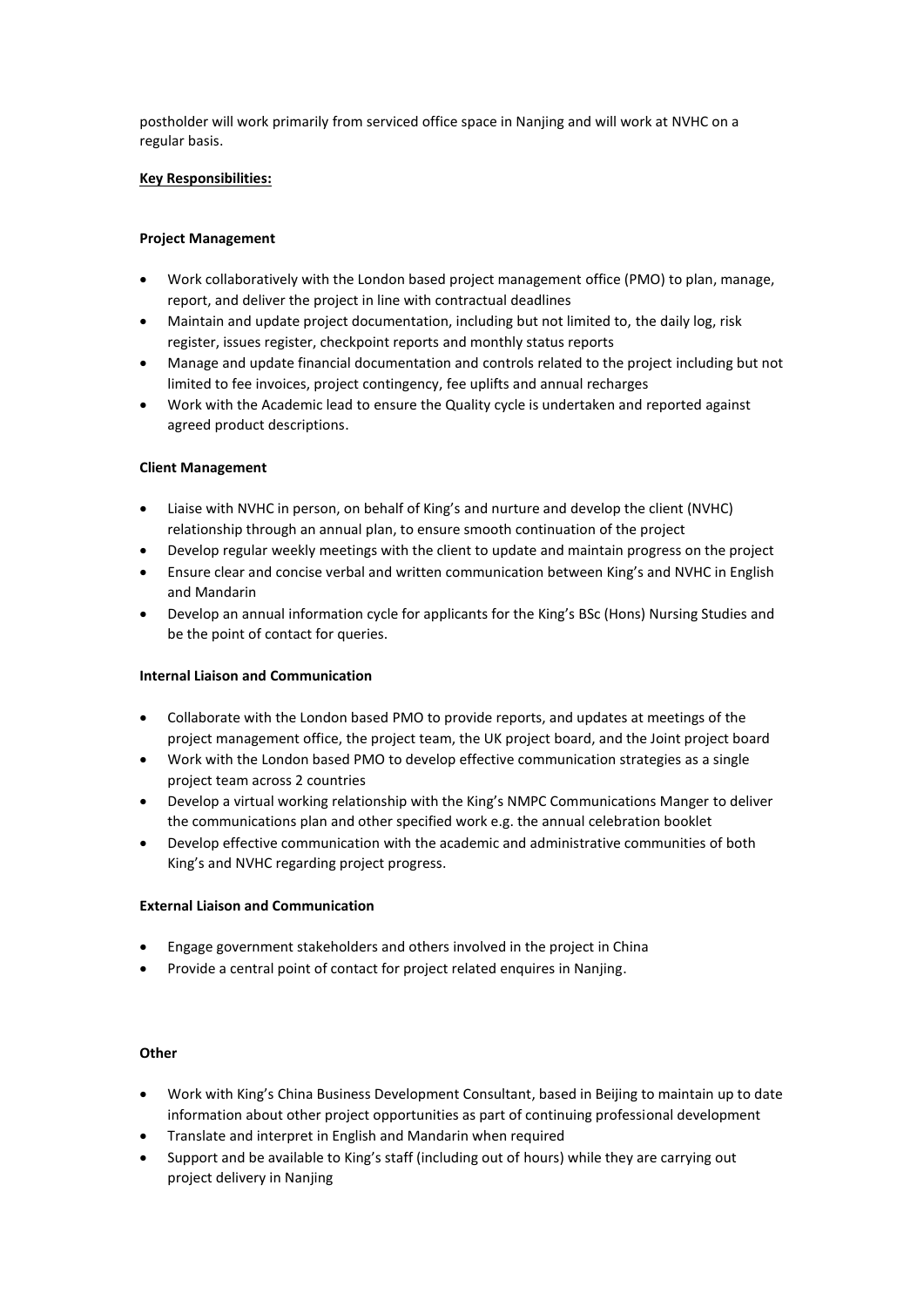postholder will work primarily from serviced office space in Nanjing and will work at NVHC on a regular basis.

**Key Responsibilities:**

**Project Management**

- Work collaboratively with the London based project management office (PMO) to plan, manage, report, and deliver the project in line with contractual deadlines
- Maintain and update project documentation, including but not limited to, the daily log, risk register, issues register, checkpoint reports and monthly status reports
- Manage and update financial documentation and controls related to the project including but not limited to fee invoices, project contingency, fee uplifts and annual recharges
- Work with the Academic lead to ensure the Quality cycle is undertaken and reported against agreed product descriptions.

**Client Management**

- Liaise with NVHC in person, on behalf of King's and nurture and develop the client (NVHC) relationship through an annual plan, to ensure smooth continuation of the project
- Develop regular weekly meetings with the client to update and maintain progress on the project
- Ensure clear and concise verbal and written communication between King's and NVHC in English and Mandarin
- Develop an annual information cycle for applicants for the King's BSc (Hons) Nursing Studies and be the point of contact for queries.

**Internal Liaison and Communication**

- Collaborate with the London based PMO to provide reports, and updates at meetings of the project management office, the project team, the UK project board, and the Joint project board
- Work with the London based PMO to develop effective communication strategies as a single project team across 2 countries
- Develop a virtual working relationship with the King's NMPC Communications Manger to deliver the communications plan and other specified work e.g. the annual celebration booklet
- Develop effective communication with the academic and administrative communities of both King's and NVHC regarding project progress.

**External Liaison and Communication**

- Engage government stakeholders and others involved in the project in China
- Provide a central point of contact for project related enquires in Nanjing.

**Other**

- Work with King's China Business Development Consultant, based in Beijing to maintain up to date information about other project opportunities as part of continuing professional development
- Translate and interpret in English and Mandarin when required
- Support and be available to King's staff (including out of hours) while they are carrying out project delivery in Nanjing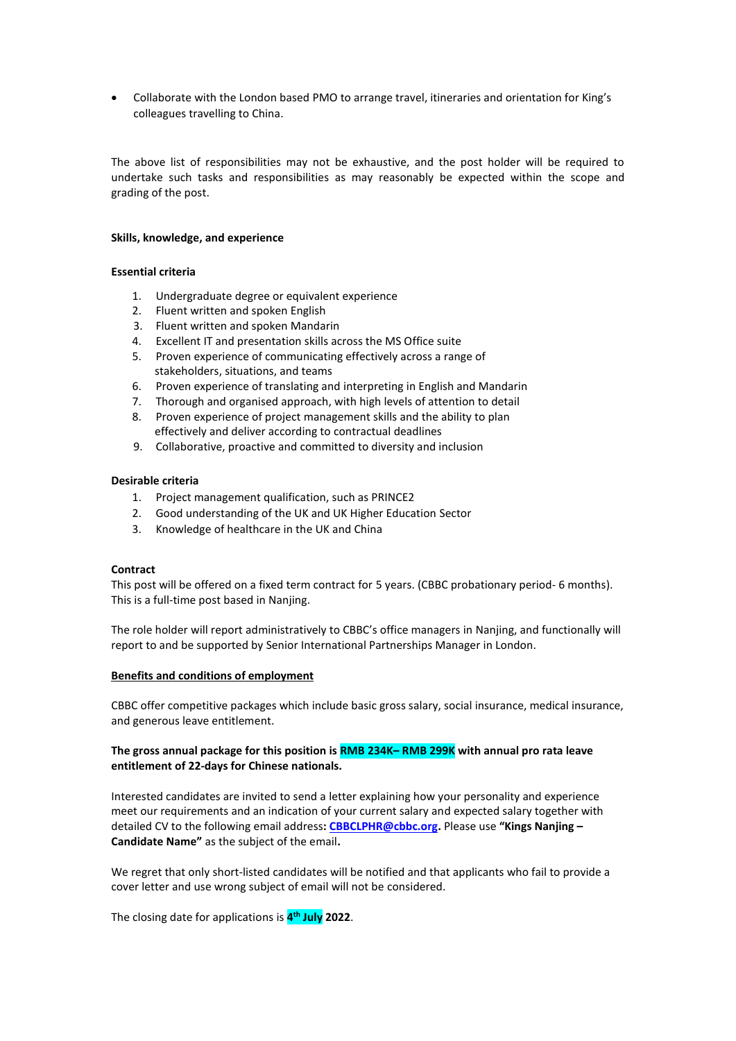- Collaborate with the London based PMO to arrange travel, itineraries and orientation for King's colleagues travelling to China.

The above list of responsibilities may not be exhaustive, and the post holder will be required to undertake such tasks and responsibilities as may reasonably be expected within the scope and grading of the post.

**Skills, knowledge, and experience**

**Essential criteria**

1. Undergraduate degree or equivalent experience
2. Fluent written and spoken English
3. Fluent written and spoken Mandarin
4. Excellent IT and presentation skills across the MS Office suite
5. Proven experience of communicating effectively across a range of stakeholders, situations, and teams
6. Proven experience of translating and interpreting in English and Mandarin
7. Thorough and organised approach, with high levels of attention to detail
8. Proven experience of project management skills and the ability to plan effectively and deliver according to contractual deadlines
9. Collaborative, proactive and committed to diversity and inclusion

**Desirable criteria**

1. Project management qualification, such as PRINCE2
2. Good understanding of the UK and UK Higher Education Sector
3. Knowledge of healthcare in the UK and China

**Contract**

This post will be offered on a fixed term contract for 5 years. (CBBC probationary period- 6 months). This is a full-time post based in Nanjing.

The role holder will report administratively to CBBC's office managers in Nanjing, and functionally will report to and be supported by Senior International Partnerships Manager in London.

**Benefits and conditions of employment**

CBBC offer competitive packages which include basic gross salary, social insurance, medical insurance, and generous leave entitlement.

**The gross annual package for this position is RMB 234K– RMB 299K with annual pro rata leave entitlement of 22-days for Chinese nationals.**

Interested candidates are invited to send a letter explaining how your personality and experience meet our requirements and an indication of your current salary and expected salary together with detailed CV to the following email address**: CBBCLPHR@cbbc.org.** Please use **"Kings Nanjing – Candidate Name"** as the subject of the email**.**

We regret that only short-listed candidates will be notified and that applicants who fail to provide a cover letter and use wrong subject of email will not be considered.

The closing date for applications is **4th July** 2022.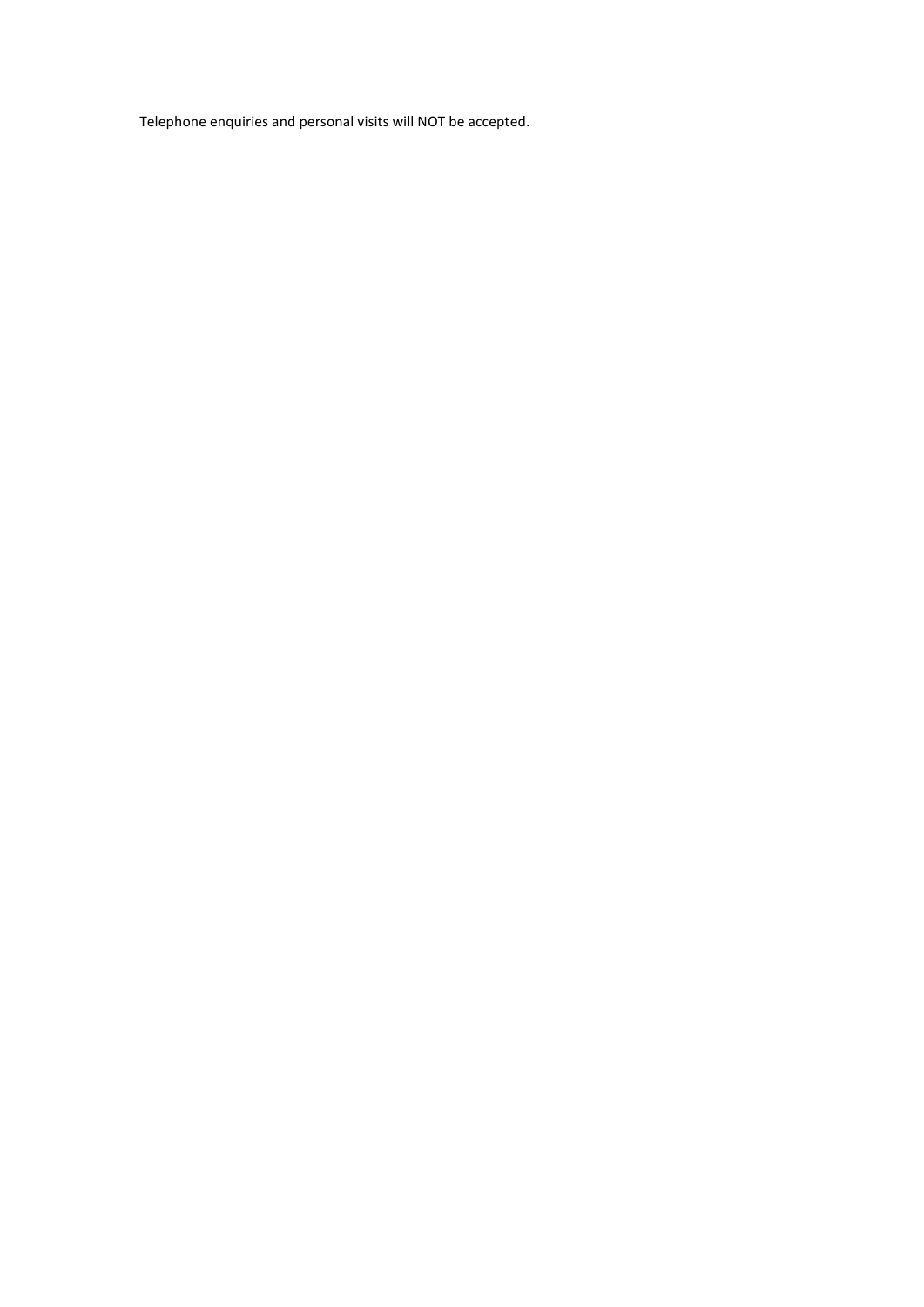Telephone enquiries and personal visits will NOT be accepted.